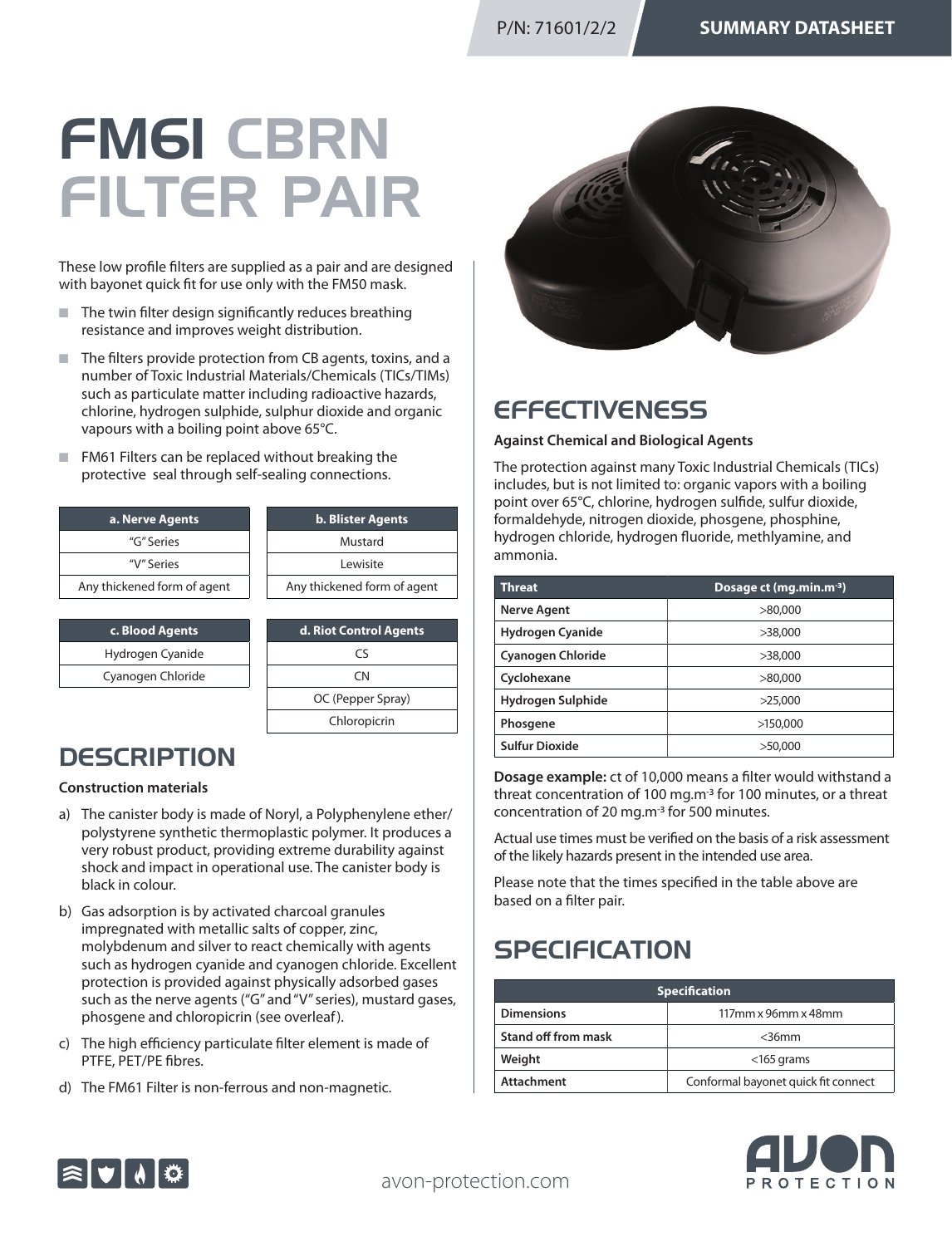P/N: 71601/2/2 — SUMMARY DATASHEET

# FM61 CBRN FILTER PAIR

These low profile filters are supplied as a pair and are designed with bayonet quick fit for use only with the FM50 mask.

- The twin filter design significantly reduces breathing resistance and improves weight distribution.
- The filters provide protection from CB agents, toxins, and a number of Toxic Industrial Materials/Chemicals (TICs/TIMs) such as particulate matter including radioactive hazards, chlorine, hydrogen sulphide, sulphur dioxide and organic vapours with a boiling point above 65°C.
- FM61 Filters can be replaced without breaking the protective seal through self-sealing connections.

| a. Nerve Agents |
| --- |
| "G" Series |
| "V" Series |
| Any thickened form of agent |

| b. Blister Agents |
| --- |
| Mustard |
| Lewisite |
| Any thickened form of agent |

| c. Blood Agents |
| --- |
| Hydrogen Cyanide |
| Cyanogen Chloride |

| d. Riot Control Agents |
| --- |
| CS |
| CN |
| OC (Pepper Spray) |
| Chloropicrin |

## DESCRIPTION

**Construction materials**

a) The canister body is made of Noryl, a Polyphenylene ether/ polystyrene synthetic thermoplastic polymer. It produces a very robust product, providing extreme durability against shock and impact in operational use. The canister body is black in colour.

b) Gas adsorption is by activated charcoal granules impregnated with metallic salts of copper, zinc, molybdenum and silver to react chemically with agents such as hydrogen cyanide and cyanogen chloride. Excellent protection is provided against physically adsorbed gases such as the nerve agents ("G" and "V" series), mustard gases, phosgene and chloropicrin (see overleaf).

c) The high efficiency particulate filter element is made of PTFE, PET/PE fibres.

d) The FM61 Filter is non-ferrous and non-magnetic.

## EFFECTIVENESS

**Against Chemical and Biological Agents**

The protection against many Toxic Industrial Chemicals (TICs) includes, but is not limited to: organic vapors with a boiling point over 65°C, chlorine, hydrogen sulfide, sulfur dioxide, formaldehyde, nitrogen dioxide, phosgene, phosphine, hydrogen chloride, hydrogen fluoride, methlyamine, and ammonia.

| Threat | Dosage ct (mg.min.m$^{-3}$) |
| --- | --- |
| Nerve Agent | >80,000 |
| Hydrogen Cyanide | >38,000 |
| Cyanogen Chloride | >38,000 |
| Cyclohexane | >80,000 |
| Hydrogen Sulphide | >25,000 |
| Phosgene | >150,000 |
| Sulfur Dioxide | >50,000 |

**Dosage example:** ct of 10,000 means a filter would withstand a threat concentration of 100 mg.m$^{-3}$ for 100 minutes, or a threat concentration of 20 mg.m$^{-3}$ for 500 minutes.

Actual use times must be verified on the basis of a risk assessment of the likely hazards present in the intended use area.

Please note that the times specified in the table above are based on a filter pair.

## SPECIFICATION

| Specification | |
| --- | --- |
| Dimensions | 117mm x 96mm x 48mm |
| Stand off from mask | <36mm |
| Weight | <165 grams |
| Attachment | Conformal bayonet quick fit connect |

avon-protection.com

AVON PROTECTION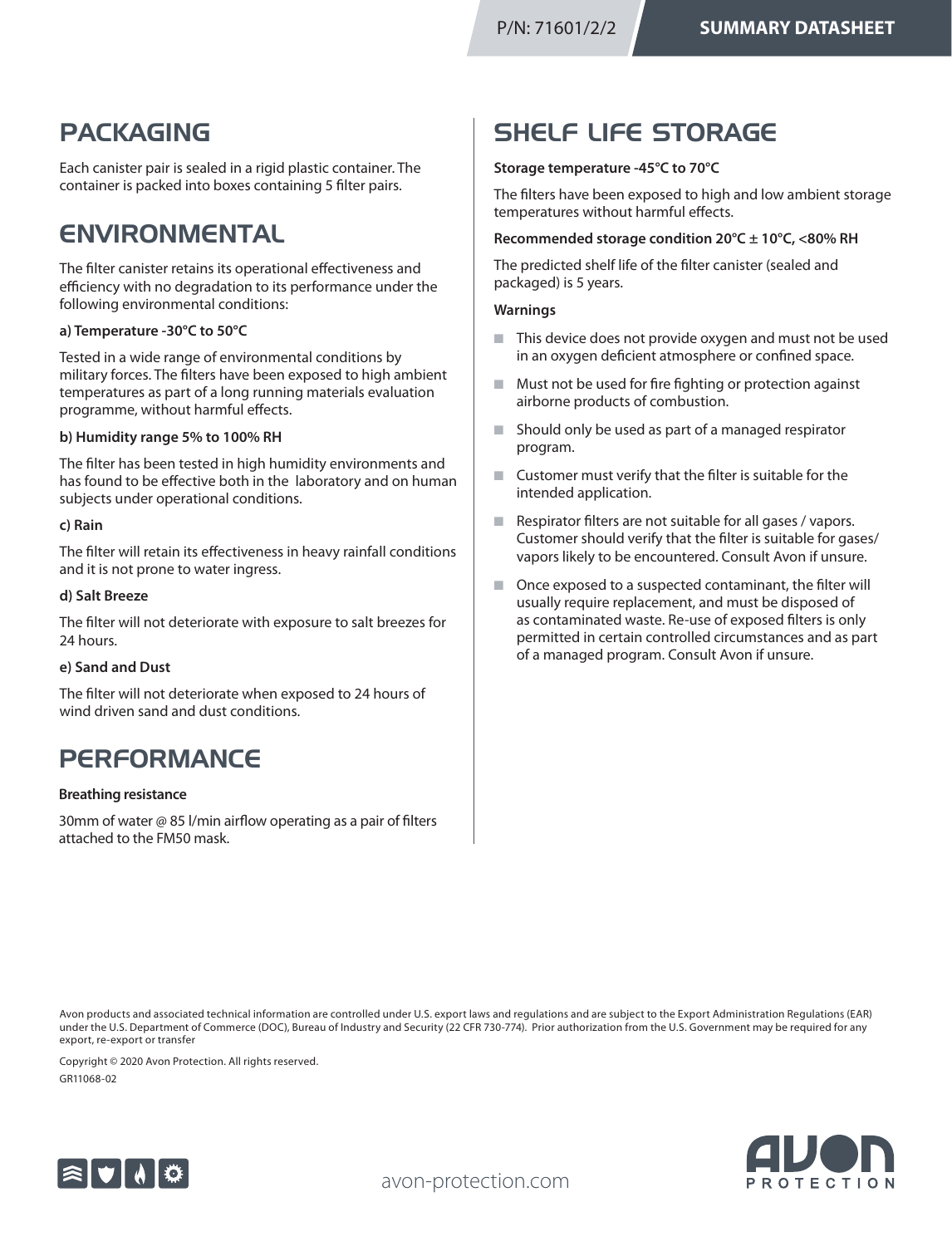## PACKAGING

Each canister pair is sealed in a rigid plastic container. The container is packed into boxes containing 5 filter pairs.

## ENVIRONMENTAL

The filter canister retains its operational effectiveness and efficiency with no degradation to its performance under the following environmental conditions:

**a) Temperature -30°C to 50°C**

Tested in a wide range of environmental conditions by military forces. The filters have been exposed to high ambient temperatures as part of a long running materials evaluation programme, without harmful effects.

**b) Humidity range 5% to 100% RH**

The filter has been tested in high humidity environments and has found to be effective both in the laboratory and on human subjects under operational conditions.

**c) Rain**

The filter will retain its effectiveness in heavy rainfall conditions and it is not prone to water ingress.

**d) Salt Breeze**

The filter will not deteriorate with exposure to salt breezes for 24 hours.

**e) Sand and Dust**

The filter will not deteriorate when exposed to 24 hours of wind driven sand and dust conditions.

## PERFORMANCE

**Breathing resistance**

30mm of water @ 85 l/min airflow operating as a pair of filters attached to the FM50 mask.

## SHELF LIFE STORAGE

**Storage temperature -45°C to 70°C**

The filters have been exposed to high and low ambient storage temperatures without harmful effects.

**Recommended storage condition 20°C ± 10°C, <80% RH**

The predicted shelf life of the filter canister (sealed and packaged) is 5 years.

**Warnings**

- This device does not provide oxygen and must not be used in an oxygen deficient atmosphere or confined space.
- Must not be used for fire fighting or protection against airborne products of combustion.
- Should only be used as part of a managed respirator program.
- Customer must verify that the filter is suitable for the intended application.
- Respirator filters are not suitable for all gases / vapors. Customer should verify that the filter is suitable for gases/ vapors likely to be encountered. Consult Avon if unsure.
- Once exposed to a suspected contaminant, the filter will usually require replacement, and must be disposed of as contaminated waste. Re-use of exposed filters is only permitted in certain controlled circumstances and as part of a managed program. Consult Avon if unsure.

Avon products and associated technical information are controlled under U.S. export laws and regulations and are subject to the Export Administration Regulations (EAR) under the U.S. Department of Commerce (DOC), Bureau of Industry and Security (22 CFR 730-774). Prior authorization from the U.S. Government may be required for any export, re-export or transfer

Copyright © 2020 Avon Protection. All rights reserved.
GR11068-02

avon-protection.com